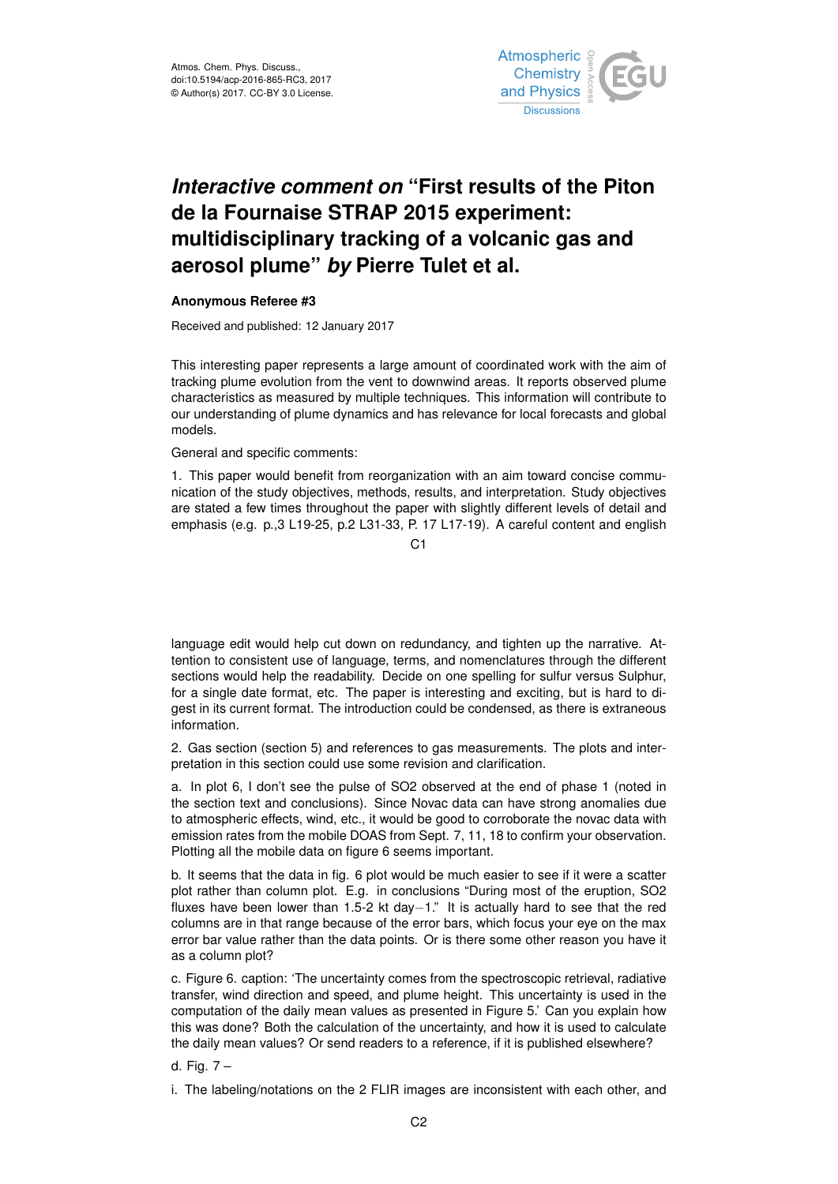# *Interactive comment on* "First results of the Piton de la Fournaise STRAP 2015 experiment: multidisciplinary tracking of a volcanic gas and aerosol plume" *by* Pierre Tulet et al.

**Anonymous Referee #3**

Received and published: 12 January 2017

This interesting paper represents a large amount of coordinated work with the aim of tracking plume evolution from the vent to downwind areas. It reports observed plume characteristics as measured by multiple techniques. This information will contribute to our understanding of plume dynamics and has relevance for local forecasts and global models.

General and specific comments:

1. This paper would benefit from reorganization with an aim toward concise communication of the study objectives, methods, results, and interpretation. Study objectives are stated a few times throughout the paper with slightly different levels of detail and emphasis (e.g. p.,3 L19-25, p.2 L31-33, P. 17 L17-19). A careful content and english language edit would help cut down on redundancy, and tighten up the narrative. Attention to consistent use of language, terms, and nomenclatures through the different sections would help the readability. Decide on one spelling for sulfur versus Sulphur, for a single date format, etc. The paper is interesting and exciting, but is hard to digest in its current format. The introduction could be condensed, as there is extraneous information.

2. Gas section (section 5) and references to gas measurements. The plots and interpretation in this section could use some revision and clarification.

a. In plot 6, I don't see the pulse of $SO_2$ observed at the end of phase 1 (noted in the section text and conclusions). Since Novac data can have strong anomalies due to atmospheric effects, wind, etc., it would be good to corroborate the novac data with emission rates from the mobile DOAS from Sept. 7, 11, 18 to confirm your observation. Plotting all the mobile data on figure 6 seems important.

b. It seems that the data in fig. 6 plot would be much easier to see if it were a scatter plot rather than column plot. E.g. in conclusions "During most of the eruption, $SO_2$ fluxes have been lower than 1.5-2 kt day$^{-1}$." It is actually hard to see that the red columns are in that range because of the error bars, which focus your eye on the max error bar value rather than the data points. Or is there some other reason you have it as a column plot?

c. Figure 6. caption: 'The uncertainty comes from the spectroscopic retrieval, radiative transfer, wind direction and speed, and plume height. This uncertainty is used in the computation of the daily mean values as presented in Figure 5.' Can you explain how this was done? Both the calculation of the uncertainty, and how it is used to calculate the daily mean values? Or send readers to a reference, if it is published elsewhere?

d. Fig. 7 –

i. The labeling/notations on the 2 FLIR images are inconsistent with each other, and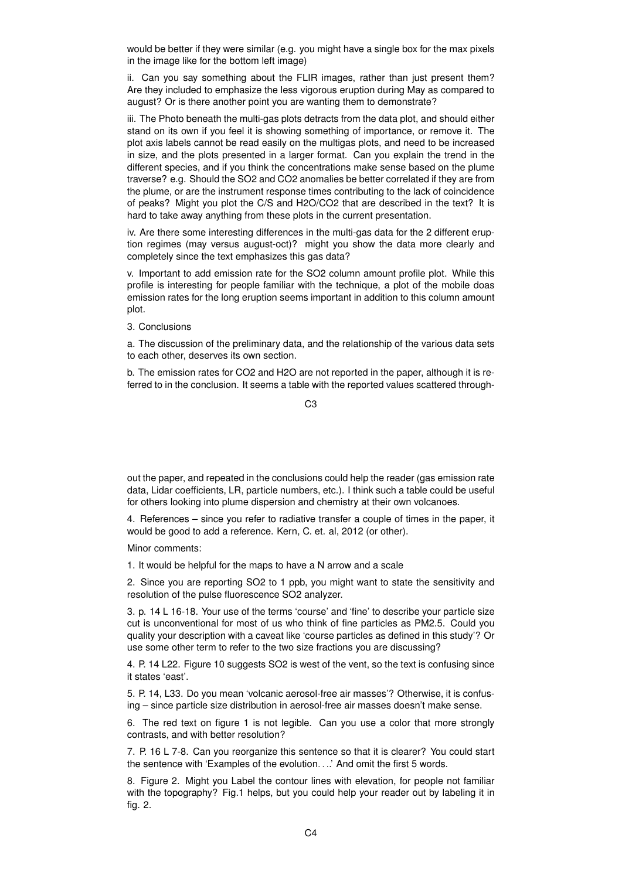would be better if they were similar (e.g. you might have a single box for the max pixels in the image like for the bottom left image)

ii. Can you say something about the FLIR images, rather than just present them? Are they included to emphasize the less vigorous eruption during May as compared to august? Or is there another point you are wanting them to demonstrate?

iii. The Photo beneath the multi-gas plots detracts from the data plot, and should either stand on its own if you feel it is showing something of importance, or remove it. The plot axis labels cannot be read easily on the multigas plots, and need to be increased in size, and the plots presented in a larger format. Can you explain the trend in the different species, and if you think the concentrations make sense based on the plume traverse? e.g. Should the $SO_2$ and $CO_2$ anomalies be better correlated if they are from the plume, or are the instrument response times contributing to the lack of coincidence of peaks? Might you plot the C/S and $H_2O/CO_2$ that are described in the text? It is hard to take away anything from these plots in the current presentation.

iv. Are there some interesting differences in the multi-gas data for the 2 different eruption regimes (may versus august-oct)? might you show the data more clearly and completely since the text emphasizes this gas data?

v. Important to add emission rate for the $SO_2$ column amount profile plot. While this profile is interesting for people familiar with the technique, a plot of the mobile doas emission rates for the long eruption seems important in addition to this column amount plot.

3. Conclusions

a. The discussion of the preliminary data, and the relationship of the various data sets to each other, deserves its own section.

b. The emission rates for $CO_2$ and $H_2O$ are not reported in the paper, although it is referred to in the conclusion. It seems a table with the reported values scattered throughout the paper, and repeated in the conclusions could help the reader (gas emission rate data, Lidar coefficients, LR, particle numbers, etc.). I think such a table could be useful for others looking into plume dispersion and chemistry at their own volcanoes.

4. References – since you refer to radiative transfer a couple of times in the paper, it would be good to add a reference. Kern, C. et. al, 2012 (or other).

Minor comments:

1. It would be helpful for the maps to have a N arrow and a scale

2. Since you are reporting $SO_2$ to 1 ppb, you might want to state the sensitivity and resolution of the pulse fluorescence $SO_2$ analyzer.

3. p. 14 L 16-18. Your use of the terms 'course' and 'fine' to describe your particle size cut is unconventional for most of us who think of fine particles as PM2.5. Could you quality your description with a caveat like 'course particles as defined in this study'? Or use some other term to refer to the two size fractions you are discussing?

4. P. 14 L22. Figure 10 suggests $SO_2$ is west of the vent, so the text is confusing since it states 'east'.

5. P. 14, L33. Do you mean 'volcanic aerosol-free air masses'? Otherwise, it is confusing – since particle size distribution in aerosol-free air masses doesn't make sense.

6. The red text on figure 1 is not legible. Can you use a color that more strongly contrasts, and with better resolution?

7. P. 16 L 7-8. Can you reorganize this sentence so that it is clearer? You could start the sentence with 'Examples of the evolution. . ..' And omit the first 5 words.

8. Figure 2. Might you Label the contour lines with elevation, for people not familiar with the topography? Fig.1 helps, but you could help your reader out by labeling it in fig. 2.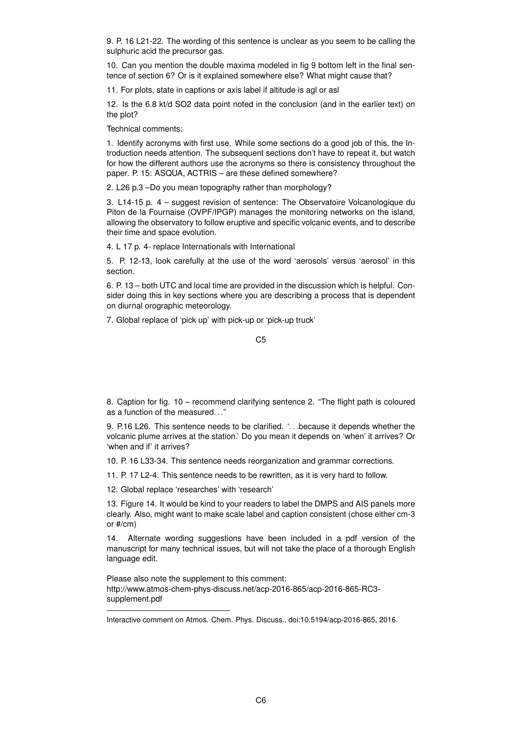9. P. 16 L21-22. The wording of this sentence is unclear as you seem to be calling the sulphuric acid the precursor gas.

10. Can you mention the double maxima modeled in fig 9 bottom left in the final sentence of section 6? Or is it explained somewhere else? What might cause that?

11. For plots, state in captions or axis label if altitude is agl or asl

12. Is the 6.8 kt/d $SO_2$ data point noted in the conclusion (and in the earlier text) on the plot?

Technical comments:

1. Identify acronyms with first use. While some sections do a good job of this, the Introduction needs attention. The subsequent sections don't have to repeat it, but watch for how the different authors use the acronyms so there is consistency throughout the paper. P. 15: ASQUA, ACTRIS – are these defined somewhere?

2. L26 p.3 –Do you mean topography rather than morphology?

3. L14-15 p. 4 – suggest revision of sentence: The Observatoire Volcanologique du Piton de la Fournaise (OVPF/IPGP) manages the monitoring networks on the island, allowing the observatory to follow eruptive and specific volcanic events, and to describe their time and space evolution.

4. L 17 p. 4- replace Internationals with International

5. P. 12-13, look carefully at the use of the word 'aerosols' versus 'aerosol' in this section.

6. P. 13 – both UTC and local time are provided in the discussion which is helpful. Consider doing this in key sections where you are describing a process that is dependent on diurnal orographic meteorology.

7. Global replace of 'pick up' with pick-up or 'pick-up truck'

8. Caption for fig. 10 – recommend clarifying sentence 2. "The flight path is coloured as a function of the measured..."

9. P.16 L26. This sentence needs to be clarified. '...because it depends whether the volcanic plume arrives at the station.' Do you mean it depends on 'when' it arrives? Or 'when and if' it arrives?

10. P. 16 L33-34. This sentence needs reorganization and grammar corrections.

11. P. 17 L2-4. This sentence needs to be rewritten, as it is very hard to follow.

12. Global replace 'researches' with 'research'

13. Figure 14. It would be kind to your readers to label the DMPS and AIS panels more clearly. Also, might want to make scale label and caption consistent (chose either cm-3 or #/cm)

14. Alternate wording suggestions have been included in a pdf version of the manuscript for many technical issues, but will not take the place of a thorough English language edit.

Please also note the supplement to this comment:
http://www.atmos-chem-phys-discuss.net/acp-2016-865/acp-2016-865-RC3-supplement.pdf

Interactive comment on Atmos. Chem. Phys. Discuss., doi:10.5194/acp-2016-865, 2016.